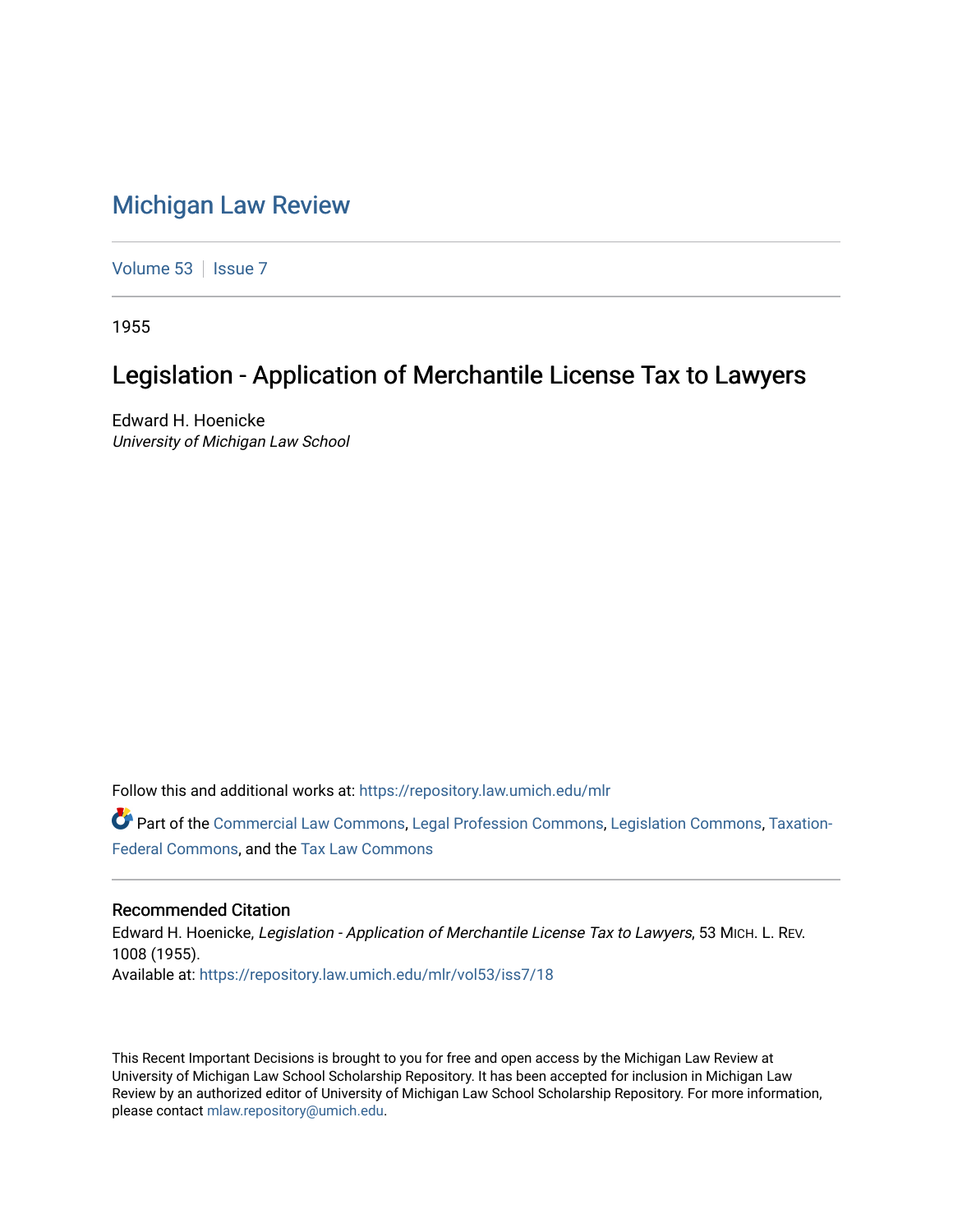# Michigan Law Review

Volume 53 | Issue 7

1955

## Legislation - Application of Merchantile License Tax to Lawyers

Edward H. Hoenicke
*University of Michigan Law School*

Follow this and additional works at: https://repository.law.umich.edu/mlr

Part of the Commercial Law Commons, Legal Profession Commons, Legislation Commons, Taxation-Federal Commons, and the Tax Law Commons

### Recommended Citation

Edward H. Hoenicke, *Legislation - Application of Merchantile License Tax to Lawyers*, 53 MICH. L. REV. 1008 (1955).
Available at: https://repository.law.umich.edu/mlr/vol53/iss7/18

This Recent Important Decisions is brought to you for free and open access by the Michigan Law Review at University of Michigan Law School Scholarship Repository. It has been accepted for inclusion in Michigan Law Review by an authorized editor of University of Michigan Law School Scholarship Repository. For more information, please contact mlaw.repository@umich.edu.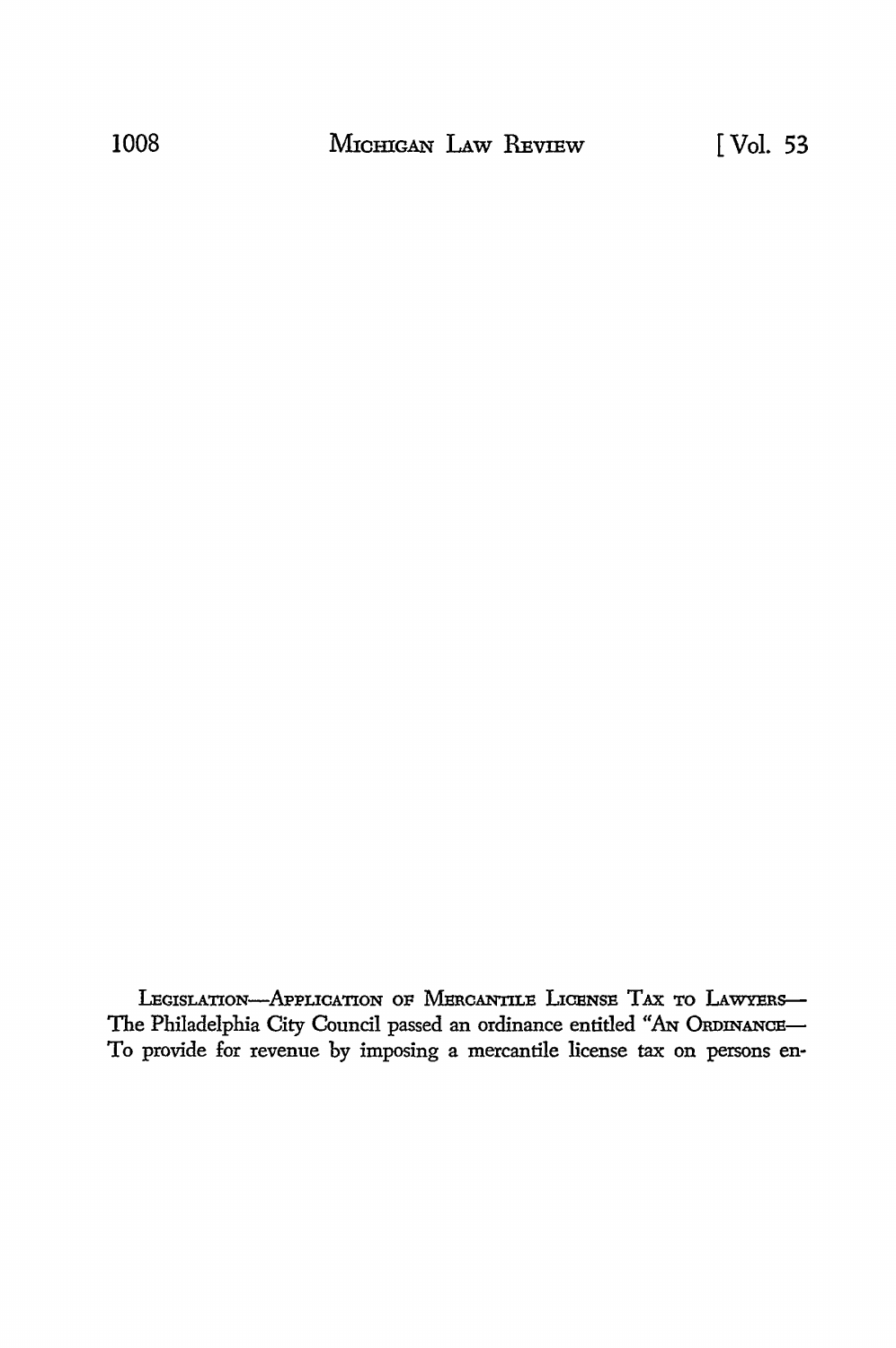LEGISLATION—APPLICATION OF MERCANTILE LICENSE TAX TO LAWYERS—The Philadelphia City Council passed an ordinance entitled "AN ORDINANCE—To provide for revenue by imposing a mercantile license tax on persons en-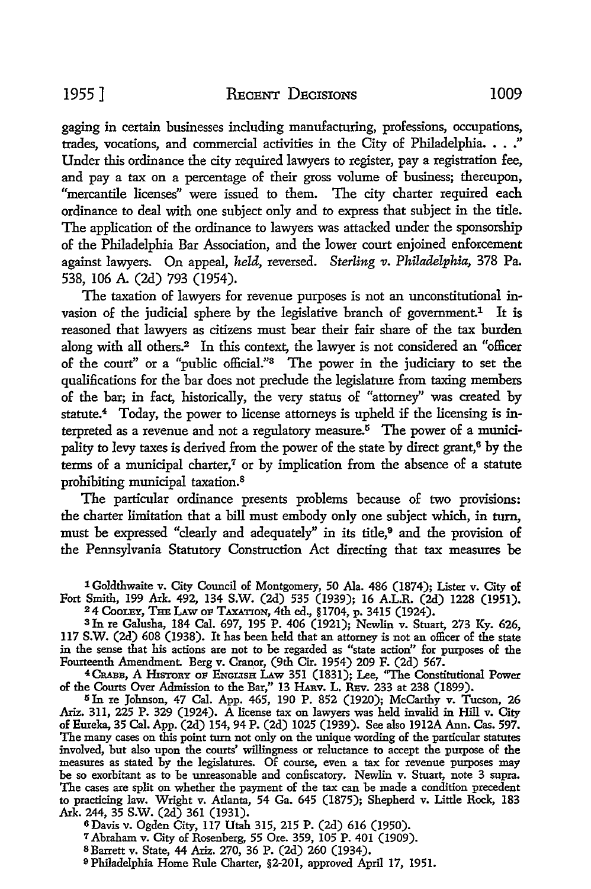gaging in certain businesses including manufacturing, professions, occupations, trades, vocations, and commercial activities in the City of Philadelphia. . . ." Under this ordinance the city required lawyers to register, pay a registration fee, and pay a tax on a percentage of their gross volume of business; thereupon, "mercantile licenses" were issued to them. The city charter required each ordinance to deal with one subject only and to express that subject in the title. The application of the ordinance to lawyers was attacked under the sponsorship of the Philadelphia Bar Association, and the lower court enjoined enforcement against lawyers. On appeal, *held*, reversed. *Sterling v. Philadelphia*, 378 Pa. 538, 106 A. (2d) 793 (1954).

The taxation of lawyers for revenue purposes is not an unconstitutional invasion of the judicial sphere by the legislative branch of government.[1] It is reasoned that lawyers as citizens must bear their fair share of the tax burden along with all others.[2] In this context, the lawyer is not considered an "officer of the court" or a "public official."[3] The power in the judiciary to set the qualifications for the bar does not preclude the legislature from taxing members of the bar; in fact, historically, the very status of "attorney" was created by statute.[4] Today, the power to license attorneys is upheld if the licensing is interpreted as a revenue and not a regulatory measure.[5] The power of a municipality to levy taxes is derived from the power of the state by direct grant,[6] by the terms of a municipal charter,[7] or by implication from the absence of a statute prohibiting municipal taxation.[8]

The particular ordinance presents problems because of two provisions: the charter limitation that a bill must embody only one subject which, in turn, must be expressed "clearly and adequately" in its title,[9] and the provision of the Pennsylvania Statutory Construction Act directing that tax measures be

---

[1] Goldthwaite v. City Council of Montgomery, 50 Ala. 486 (1874); Lister v. City of Fort Smith, 199 Ark. 492, 134 S.W. (2d) 535 (1939); 16 A.L.R. (2d) 1228 (1951).

[2] 4 COOLEY, THE LAW OF TAXATION, 4th ed., §1704, p. 3415 (1924).

[3] In re Galusha, 184 Cal. 697, 195 P. 406 (1921); Newlin v. Stuart, 273 Ky. 626, 117 S.W. (2d) 608 (1938). It has been held that an attorney is not an officer of the state in the sense that his actions are not to be regarded as "state action" for purposes of the Fourteenth Amendment. Berg v. Cranor, (9th Cir. 1954) 209 F. (2d) 567.

[4] CRABB, A HISTORY OF ENGLISH LAW 351 (1831); Lee, "The Constitutional Power of the Courts Over Admission to the Bar," 13 HARV. L. REV. 233 at 238 (1899).

[5] In re Johnson, 47 Cal. App. 465, 190 P. 852 (1920); McCarthy v. Tucson, 26 Ariz. 311, 225 P. 329 (1924). A license tax on lawyers was held invalid in Hill v. City of Eureka, 35 Cal. App. (2d) 154, 94 P. (2d) 1025 (1939). See also 1912A Ann. Cas. 597. The many cases on this point turn not only on the unique wording of the particular statutes involved, but also upon the courts' willingness or reluctance to accept the purpose of the measures as stated by the legislatures. Of course, even a tax for revenue purposes may be so exorbitant as to be unreasonable and confiscatory. Newlin v. Stuart, note 3 supra. The cases are split on whether the payment of the tax can be made a condition precedent to practicing law. Wright v. Atlanta, 54 Ga. 645 (1875); Shepherd v. Little Rock, 183 Ark. 244, 35 S.W. (2d) 361 (1931).

[6] Davis v. Ogden City, 117 Utah 315, 215 P. (2d) 616 (1950).

[7] Abraham v. City of Rosenberg, 55 Ore. 359, 105 P. 401 (1909).

[8] Barrett v. State, 44 Ariz. 270, 36 P. (2d) 260 (1934).

[9] Philadelphia Home Rule Charter, §2-201, approved April 17, 1951.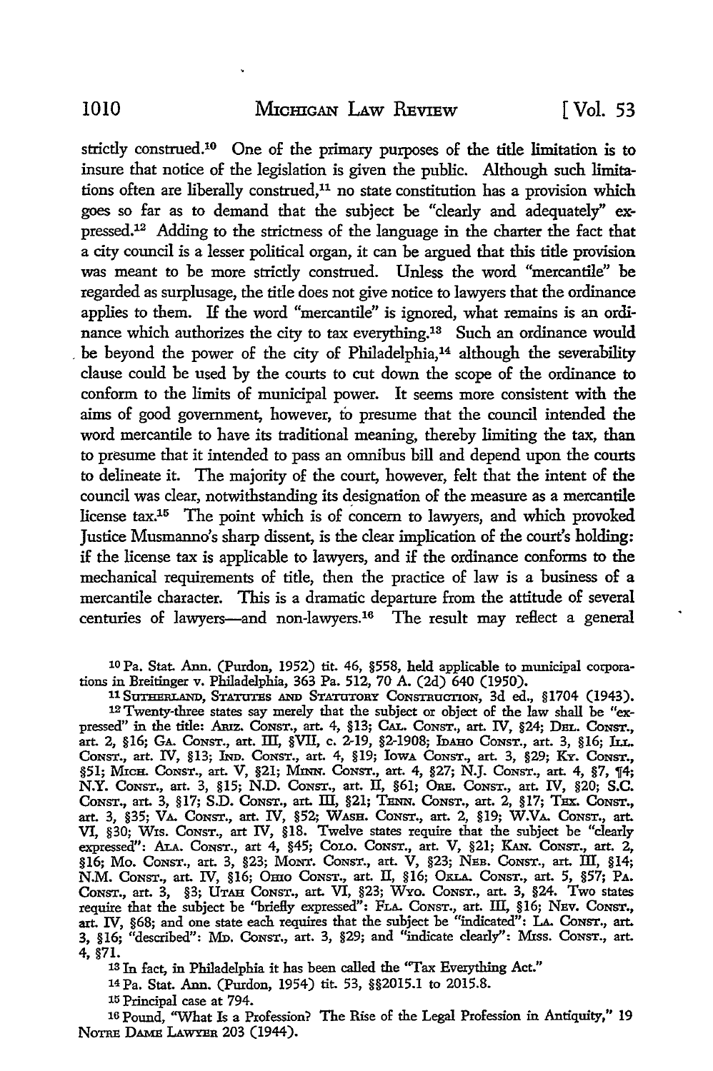strictly construed.[10] One of the primary purposes of the title limitation is to insure that notice of the legislation is given the public. Although such limitations often are liberally construed,[11] no state constitution has a provision which goes so far as to demand that the subject be "clearly and adequately" expressed.[12] Adding to the strictness of the language in the charter the fact that a city council is a lesser political organ, it can be argued that this title provision was meant to be more strictly construed. Unless the word "mercantile" be regarded as surplusage, the title does not give notice to lawyers that the ordinance applies to them. If the word "mercantile" is ignored, what remains is an ordinance which authorizes the city to tax everything.[13] Such an ordinance would be beyond the power of the city of Philadelphia,[14] although the severability clause could be used by the courts to cut down the scope of the ordinance to conform to the limits of municipal power. It seems more consistent with the aims of good government, however, to presume that the council intended the word mercantile to have its traditional meaning, thereby limiting the tax, than to presume that it intended to pass an omnibus bill and depend upon the courts to delineate it. The majority of the court, however, felt that the intent of the council was clear, notwithstanding its designation of the measure as a mercantile license tax.[15] The point which is of concern to lawyers, and which provoked Justice Musmanno's sharp dissent, is the clear implication of the court's holding: if the license tax is applicable to lawyers, and if the ordinance conforms to the mechanical requirements of title, then the practice of law is a business of a mercantile character. This is a dramatic departure from the attitude of several centuries of lawyers—and non-lawyers.[16] The result may reflect a general

---

[10] Pa. Stat. Ann. (Purdon, 1952) tit. 46, §558, held applicable to municipal corporations in Breitinger v. Philadelphia, 363 Pa. 512, 70 A. (2d) 640 (1950).

[11] SUTHERLAND, STATUTES AND STATUTORY CONSTRUCTION, 3d ed., §1704 (1943).

[12] Twenty-three states say merely that the subject or object of the law shall be "expressed" in the title: ARIZ. CONST., art. 4, §13; CAL. CONST., art. IV, §24; DEL. CONST., art. 2, §16; GA. CONST., art. III, §VII, c. 2-19, §2-1908; IDAHO CONST., art. 3, §16; ILL. CONST., art. IV, §13; IND. CONST., art. 4, §19; IOWA CONST., art. 3, §29; KY. CONST., §51; MICH. CONST., art. V, §21; MINN. CONST., art. 4, §27; N.J. CONST., art. 4, §7, ¶4; N.Y. CONST., art. 3, §15; N.D. CONST., art. II, §61; ORE. CONST., art. IV, §20; S.C. CONST., art. 3, §17; S.D. CONST., art. III, §21; TENN. CONST., art. 2, §17; TEX. CONST., art. 3, §35; VA. CONST., art. IV, §52; WASH. CONST., art. 2, §19; W.VA. CONST., art. VI, §30; WIS. CONST., art IV, §18. Twelve states require that the subject be "clearly expressed": ALA. CONST., art 4, §45; COLO. CONST., art. V, §21; KAN. CONST., art. 2, §16; MO. CONST., art. 3, §23; MONT. CONST., art. V, §23; NEB. CONST., art. III, §14; N.M. CONST., art. IV, §16; OHIO CONST., art. II, §16; OKLA. CONST., art. 5, §57; PA. CONST., art. 3, §3; UTAH CONST., art. VI, §23; WYO. CONST., art. 3, §24. Two states require that the subject be "briefly expressed": FLA. CONST., art. III, §16; NEV. CONST., art. IV, §68; and one state each requires that the subject be "indicated": LA. CONST., art. 3, §16; "described": MD. CONST., art. 3, §29; and "indicate clearly": MISS. CONST., art. 4, §71.

[13] In fact, in Philadelphia it has been called the "Tax Everything Act."

[14] Pa. Stat. Ann. (Purdon, 1954) tit. 53, §§2015.1 to 2015.8.

[15] Principal case at 794.

[16] Pound, "What Is a Profession? The Rise of the Legal Profession in Antiquity," 19 NOTRE DAME LAWYER 203 (1944).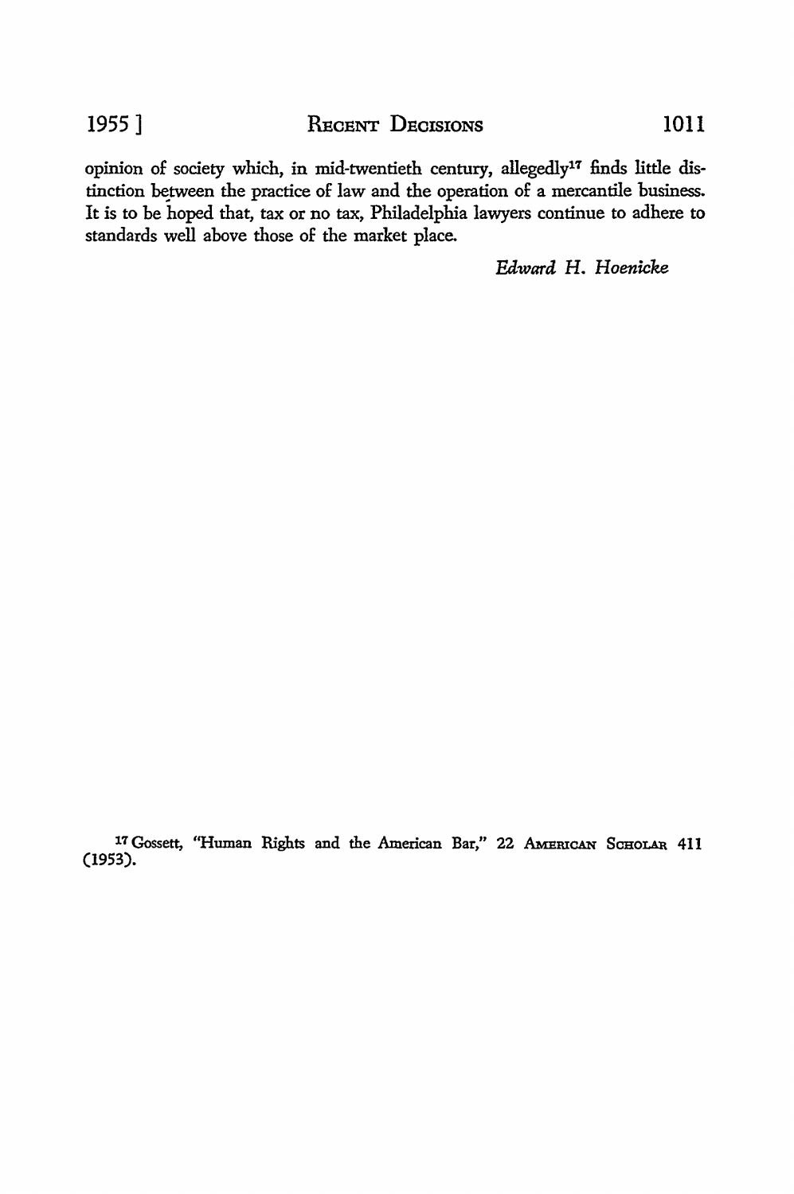opinion of society which, in mid-twentieth century, allegedly[17] finds little distinction between the practice of law and the operation of a mercantile business. It is to be hoped that, tax or no tax, Philadelphia lawyers continue to adhere to standards well above those of the market place.

*Edward H. Hoenicke*

[17] Gossett, "Human Rights and the American Bar," 22 AMERICAN SCHOLAR 411 (1953).